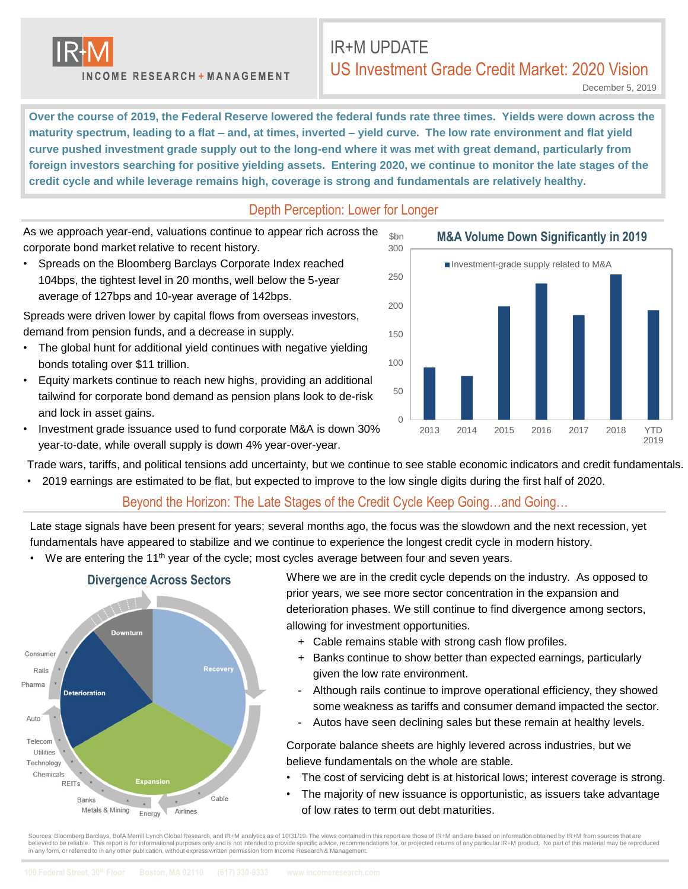IR+M INCOME RESEARCH + MANAGEMENT

# IR+M UPDATE

## US Investment Grade Credit Market: 2020 Vision

December 5, 2019

**Over the course of 2019, the Federal Reserve lowered the federal funds rate three times. Yields were down across the maturity spectrum, leading to a flat – and, at times, inverted – yield curve. The low rate environment and flat yield curve pushed investment grade supply out to the long-end where it was met with great demand, particularly from foreign investors searching for positive yielding assets. Entering 2020, we continue to monitor the late stages of the credit cycle and while leverage remains high, coverage is strong and fundamentals are relatively healthy.**

## Depth Perception: Lower for Longer

As we approach year-end, valuations continue to appear rich across the corporate bond market relative to recent history.

- Spreads on the Bloomberg Barclays Corporate Index reached 104bps, the tightest level in 20 months, well below the 5-year average of 127bps and 10-year average of 142bps.

Spreads were driven lower by capital flows from overseas investors, demand from pension funds, and a decrease in supply.

- The global hunt for additional yield continues with negative yielding bonds totaling over $11 trillion.
- Equity markets continue to reach new highs, providing an additional tailwind for corporate bond demand as pension plans look to de-risk and lock in asset gains.
- Investment grade issuance used to fund corporate M&A is down 30% year-to-date, while overall supply is down 4% year-over-year.

**M&A Volume Down Significantly in 2019**

$bn — Investment-grade supply related to M&A

| Year | $bn (approx.) |
|---|---|
| 2013 | 90 |
| 2014 | 75 |
| 2015 | 197 |
| 2016 | 237 |
| 2017 | 182 |
| 2018 | 253 |
| YTD 2019 | 191 |

Trade wars, tariffs, and political tensions add uncertainty, but we continue to see stable economic indicators and credit fundamentals.

- 2019 earnings are estimated to be flat, but expected to improve to the low single digits during the first half of 2020.

## Beyond the Horizon: The Late Stages of the Credit Cycle Keep Going…and Going…

Late stage signals have been present for years; several months ago, the focus was the slowdown and the next recession, yet fundamentals have appeared to stabilize and we continue to experience the longest credit cycle in modern history.

- We are entering the 11th year of the cycle; most cycles average between four and seven years.

**Divergence Across Sectors**

Downturn; Recovery; Expansion; Deterioration — Consumer, Rails, Pharma, Auto, Telecom, Utilities, Technology, Chemicals, REITs, Banks, Metals & Mining, Energy, Airlines, Cable

Where we are in the credit cycle depends on the industry. As opposed to prior years, we see more sector concentration in the expansion and deterioration phases. We still continue to find divergence among sectors, allowing for investment opportunities.

- \+ Cable remains stable with strong cash flow profiles.
- \+ Banks continue to show better than expected earnings, particularly given the low rate environment.
- \- Although rails continue to improve operational efficiency, they showed some weakness as tariffs and consumer demand impacted the sector.
- \- Autos have seen declining sales but these remain at healthy levels.

Corporate balance sheets are highly levered across industries, but we believe fundamentals on the whole are stable.

- The cost of servicing debt is at historical lows; interest coverage is strong.
- The majority of new issuance is opportunistic, as issuers take advantage of low rates to term out debt maturities.

Sources: Bloomberg Barclays, BofA Merrill Lynch Global Research, and IR+M analytics as of 10/31/19. The views contained in this report are those of IR+M and are based on information obtained by IR+M from sources that are believed to be reliable. This report is for informational purposes only and is not intended to provide specific advice, recommendations for, or projected returns of any particular IR+M product. No part of this material may be reproduced in any form, or referred to in any other publication, without express written permission from Income Research & Management.

100 Federal Street, 30th Floor Boston, MA 02110 (617) 330-9333 www.incomeresearch.com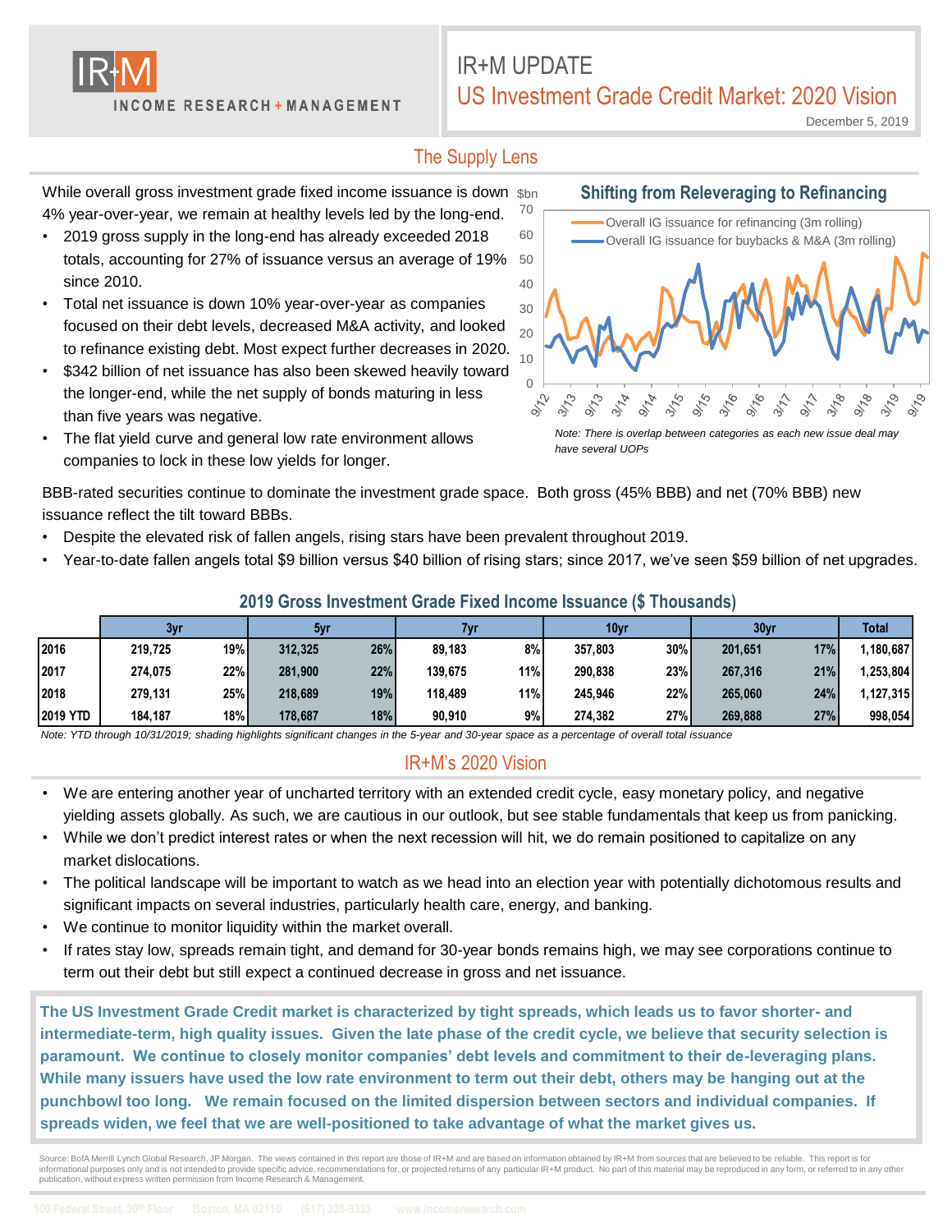IR+M UPDATE
US Investment Grade Credit Market: 2020 Vision

December 5, 2019

## The Supply Lens

While overall gross investment grade fixed income issuance is down 4% year-over-year, we remain at healthy levels led by the long-end.

- 2019 gross supply in the long-end has already exceeded 2018 totals, accounting for 27% of issuance versus an average of 19% since 2010.
- Total net issuance is down 10% year-over-year as companies focused on their debt levels, decreased M&A activity, and looked to refinance existing debt. Most expect further decreases in 2020.
- $342 billion of net issuance has also been skewed heavily toward the longer-end, while the net supply of bonds maturing in less than five years was negative.
- The flat yield curve and general low rate environment allows companies to lock in these low yields for longer.

**Shifting from Releveraging to Refinancing**

$bn

70
60
50
40
30
20
10
0

Overall IG issuance for refinancing (3m rolling)
Overall IG issuance for buybacks & M&A (3m rolling)

9/12 3/13 9/13 3/14 9/14 3/15 9/15 3/16 9/16 3/17 9/17 3/18 9/18 3/19 9/19

*Note: There is overlap between categories as each new issue deal may have several UOPs*

BBB-rated securities continue to dominate the investment grade space. Both gross (45% BBB) and net (70% BBB) new issuance reflect the tilt toward BBBs.

- Despite the elevated risk of fallen angels, rising stars have been prevalent throughout 2019.
- Year-to-date fallen angels total $9 billion versus $40 billion of rising stars; since 2017, we've seen $59 billion of net upgrades.

**2019 Gross Investment Grade Fixed Income Issuance ($ Thousands)**

| | 3yr | | 5yr | | 7yr | | 10yr | | 30yr | | Total |
|---|---|---|---|---|---|---|---|---|---|---|---|
| 2016 | 219,725 | 19% | 312,325 | 26% | 89,183 | 8% | 357,803 | 30% | 201,651 | 17% | 1,180,687 |
| 2017 | 274,075 | 22% | 281,900 | 22% | 139,675 | 11% | 290,838 | 23% | 267,316 | 21% | 1,253,804 |
| 2018 | 279,131 | 25% | 218,689 | 19% | 118,489 | 11% | 245,946 | 22% | 265,060 | 24% | 1,127,315 |
| 2019 YTD | 184,187 | 18% | 178,687 | 18% | 90,910 | 9% | 274,382 | 27% | 269,888 | 27% | 998,054 |

*Note: YTD through 10/31/2019; shading highlights significant changes in the 5-year and 30-year space as a percentage of overall total issuance*

## IR+M's 2020 Vision

- We are entering another year of uncharted territory with an extended credit cycle, easy monetary policy, and negative yielding assets globally. As such, we are cautious in our outlook, but see stable fundamentals that keep us from panicking.
- While we don't predict interest rates or when the next recession will hit, we do remain positioned to capitalize on any market dislocations.
- The political landscape will be important to watch as we head into an election year with potentially dichotomous results and significant impacts on several industries, particularly health care, energy, and banking.
- We continue to monitor liquidity within the market overall.
- If rates stay low, spreads remain tight, and demand for 30-year bonds remains high, we may see corporations continue to term out their debt but still expect a continued decrease in gross and net issuance.

**The US Investment Grade Credit market is characterized by tight spreads, which leads us to favor shorter- and intermediate-term, high quality issues. Given the late phase of the credit cycle, we believe that security selection is paramount. We continue to closely monitor companies' debt levels and commitment to their de-leveraging plans. While many issuers have used the low rate environment to term out their debt, others may be hanging out at the punchbowl too long. We remain focused on the limited dispersion between sectors and individual companies. If spreads widen, we feel that we are well-positioned to take advantage of what the market gives us.**

Source: BofA Merrill Lynch Global Research, JP Morgan. The views contained in this report are those of IR+M and are based on information obtained by IR+M from sources that are believed to be reliable. This report is for informational purposes only and is not intended to provide specific advice, recommendations for, or projected returns of any particular IR+M product. No part of this material may be reproduced in any form, or referred to in any other publication, without express written permission from Income Research & Management.